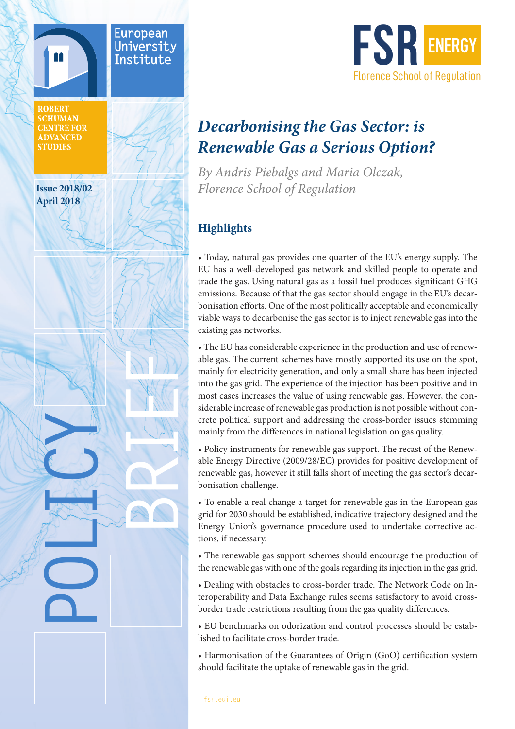European University Institute

ROBERT SCHUMAN CENTRE FOR ADVANCED STUDIES

Issue 2018/02
April 2018

POLICY BRIEF

FSR ENERGY
Florence School of Regulation

# *Decarbonising the Gas Sector: is Renewable Gas a Serious Option?*

*By Andris Piebalgs and Maria Olczak, Florence School of Regulation*

## Highlights

- Today, natural gas provides one quarter of the EU's energy supply. The EU has a well-developed gas network and skilled people to operate and trade the gas. Using natural gas as a fossil fuel produces significant GHG emissions. Because of that the gas sector should engage in the EU's decarbonisation efforts. One of the most politically acceptable and economically viable ways to decarbonise the gas sector is to inject renewable gas into the existing gas networks.

- The EU has considerable experience in the production and use of renewable gas. The current schemes have mostly supported its use on the spot, mainly for electricity generation, and only a small share has been injected into the gas grid. The experience of the injection has been positive and in most cases increases the value of using renewable gas. However, the considerable increase of renewable gas production is not possible without concrete political support and addressing the cross-border issues stemming mainly from the differences in national legislation on gas quality.

- Policy instruments for renewable gas support. The recast of the Renewable Energy Directive (2009/28/EC) provides for positive development of renewable gas, however it still falls short of meeting the gas sector's decarbonisation challenge.

- To enable a real change a target for renewable gas in the European gas grid for 2030 should be established, indicative trajectory designed and the Energy Union's governance procedure used to undertake corrective actions, if necessary.

- The renewable gas support schemes should encourage the production of the renewable gas with one of the goals regarding its injection in the gas grid.

- Dealing with obstacles to cross-border trade. The Network Code on Interoperability and Data Exchange rules seems satisfactory to avoid cross-border trade restrictions resulting from the gas quality differences.

- EU benchmarks on odorization and control processes should be established to facilitate cross-border trade.

- Harmonisation of the Guarantees of Origin (GoO) certification system should facilitate the uptake of renewable gas in the grid.

fsr.eui.eu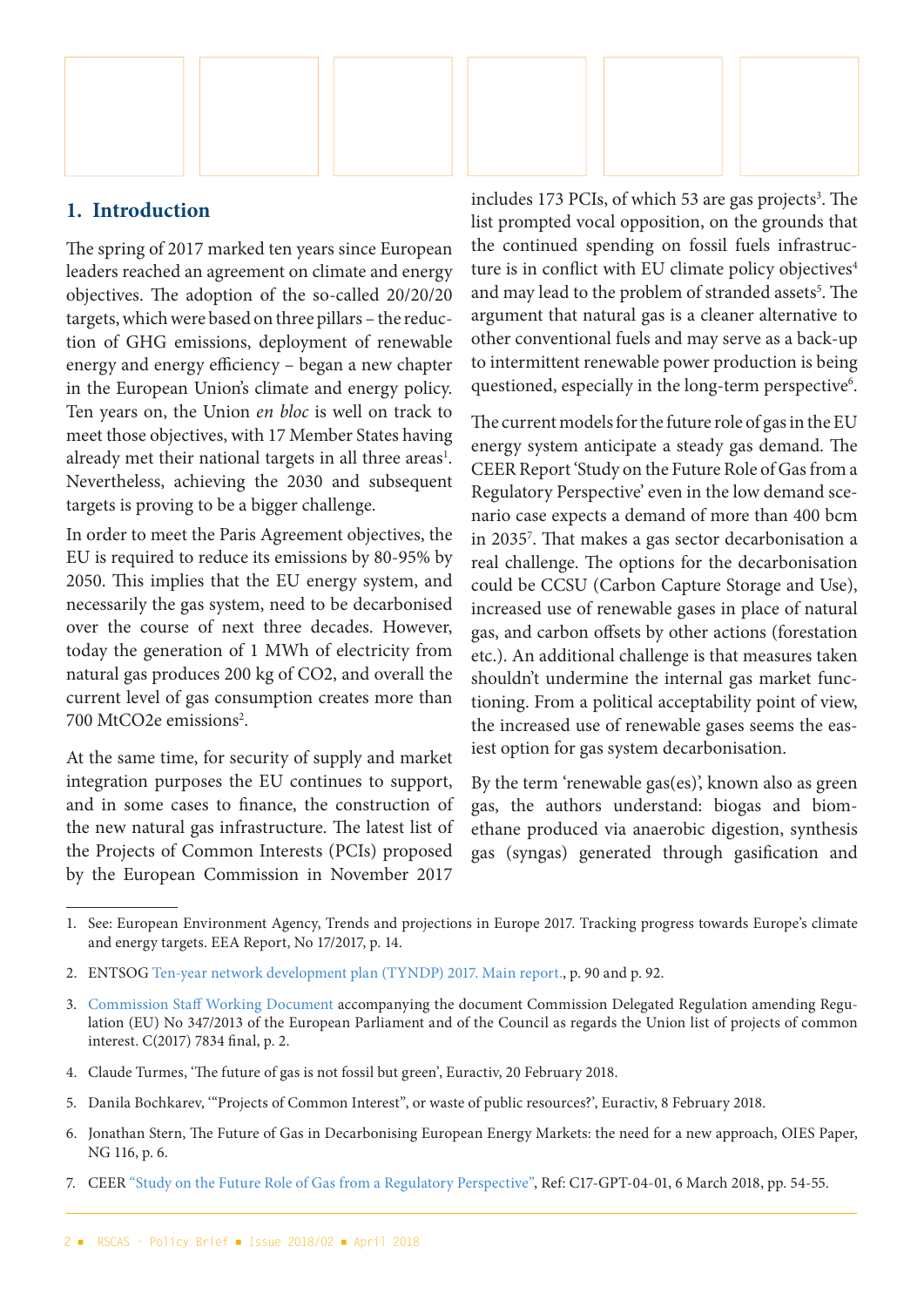## 1. Introduction

The spring of 2017 marked ten years since European leaders reached an agreement on climate and energy objectives. The adoption of the so-called 20/20/20 targets, which were based on three pillars – the reduction of GHG emissions, deployment of renewable energy and energy efficiency – began a new chapter in the European Union's climate and energy policy. Ten years on, the Union *en bloc* is well on track to meet those objectives, with 17 Member States having already met their national targets in all three areas[1]. Nevertheless, achieving the 2030 and subsequent targets is proving to be a bigger challenge.

In order to meet the Paris Agreement objectives, the EU is required to reduce its emissions by 80-95% by 2050. This implies that the EU energy system, and necessarily the gas system, need to be decarbonised over the course of next three decades. However, today the generation of 1 MWh of electricity from natural gas produces 200 kg of CO2, and overall the current level of gas consumption creates more than 700 MtCO2e emissions[2].

At the same time, for security of supply and market integration purposes the EU continues to support, and in some cases to finance, the construction of the new natural gas infrastructure. The latest list of the Projects of Common Interests (PCIs) proposed by the European Commission in November 2017 includes 173 PCIs, of which 53 are gas projects[3]. The list prompted vocal opposition, on the grounds that the continued spending on fossil fuels infrastructure is in conflict with EU climate policy objectives[4] and may lead to the problem of stranded assets[5]. The argument that natural gas is a cleaner alternative to other conventional fuels and may serve as a back-up to intermittent renewable power production is being questioned, especially in the long-term perspective[6].

The current models for the future role of gas in the EU energy system anticipate a steady gas demand. The CEER Report 'Study on the Future Role of Gas from a Regulatory Perspective' even in the low demand scenario case expects a demand of more than 400 bcm in 2035[7]. That makes a gas sector decarbonisation a real challenge. The options for the decarbonisation could be CCSU (Carbon Capture Storage and Use), increased use of renewable gases in place of natural gas, and carbon offsets by other actions (forestation etc.). An additional challenge is that measures taken shouldn't undermine the internal gas market functioning. From a political acceptability point of view, the increased use of renewable gases seems the easiest option for gas system decarbonisation.

By the term 'renewable gas(es)', known also as green gas, the authors understand: biogas and biomethane produced via anaerobic digestion, synthesis gas (syngas) generated through gasification and

---

1. See: European Environment Agency, Trends and projections in Europe 2017. Tracking progress towards Europe's climate and energy targets. EEA Report, No 17/2017, p. 14.
2. ENTSOG Ten-year network development plan (TYNDP) 2017. Main report., p. 90 and p. 92.
3. Commission Staff Working Document accompanying the document Commission Delegated Regulation amending Regulation (EU) No 347/2013 of the European Parliament and of the Council as regards the Union list of projects of common interest. C(2017) 7834 final, p. 2.
4. Claude Turmes, 'The future of gas is not fossil but green', Euractiv, 20 February 2018.
5. Danila Bochkarev, '"Projects of Common Interest", or waste of public resources?', Euractiv, 8 February 2018.
6. Jonathan Stern, The Future of Gas in Decarbonising European Energy Markets: the need for a new approach, OIES Paper, NG 116, p. 6.
7. CEER "Study on the Future Role of Gas from a Regulatory Perspective", Ref: C17-GPT-04-01, 6 March 2018, pp. 54-55.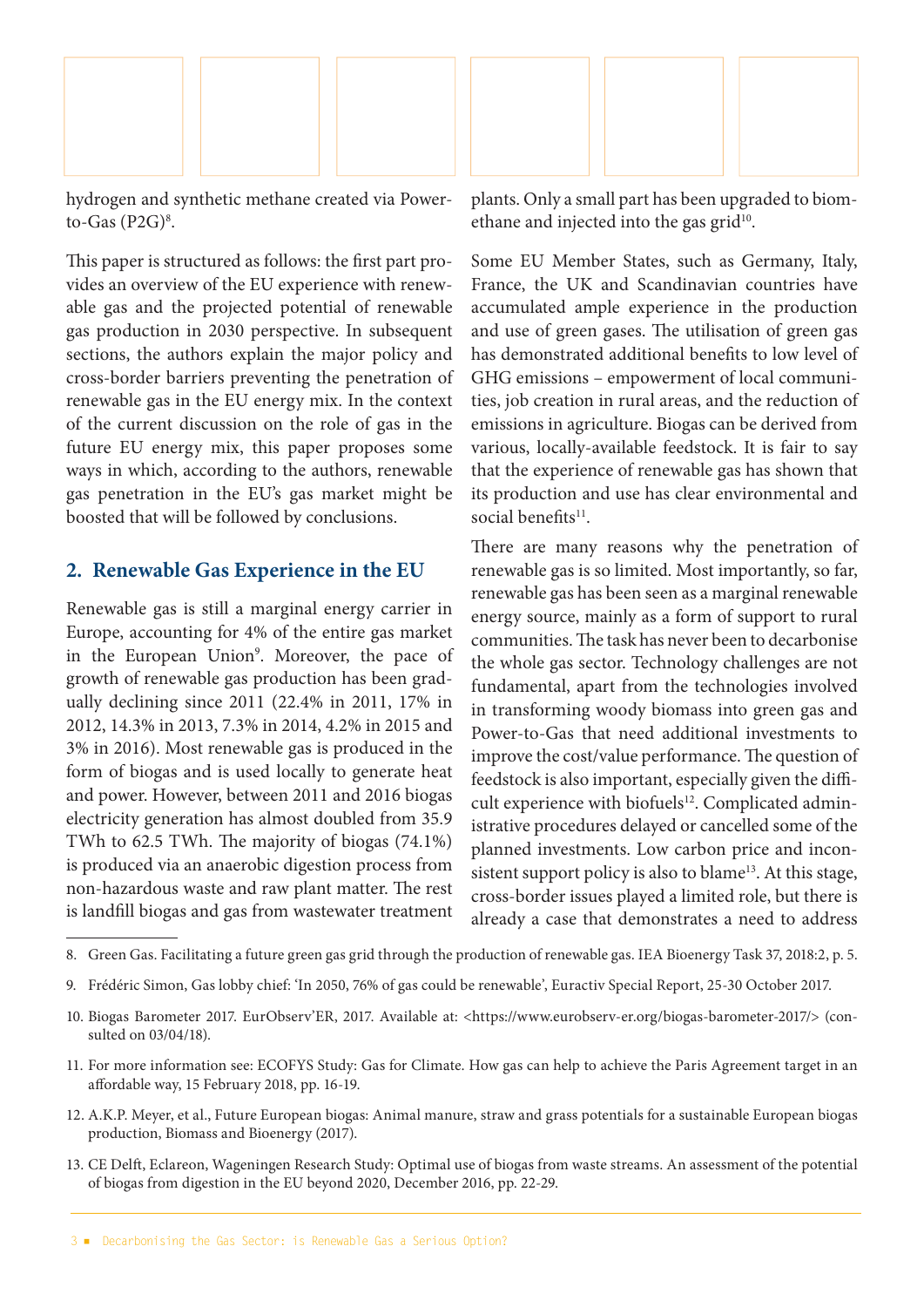hydrogen and synthetic methane created via Power-to-Gas (P2G)[8].

This paper is structured as follows: the first part provides an overview of the EU experience with renewable gas and the projected potential of renewable gas production in 2030 perspective. In subsequent sections, the authors explain the major policy and cross-border barriers preventing the penetration of renewable gas in the EU energy mix. In the context of the current discussion on the role of gas in the future EU energy mix, this paper proposes some ways in which, according to the authors, renewable gas penetration in the EU's gas market might be boosted that will be followed by conclusions.

## 2. Renewable Gas Experience in the EU

Renewable gas is still a marginal energy carrier in Europe, accounting for 4% of the entire gas market in the European Union[9]. Moreover, the pace of growth of renewable gas production has been gradually declining since 2011 (22.4% in 2011, 17% in 2012, 14.3% in 2013, 7.3% in 2014, 4.2% in 2015 and 3% in 2016). Most renewable gas is produced in the form of biogas and is used locally to generate heat and power. However, between 2011 and 2016 biogas electricity generation has almost doubled from 35.9 TWh to 62.5 TWh. The majority of biogas (74.1%) is produced via an anaerobic digestion process from non-hazardous waste and raw plant matter. The rest is landfill biogas and gas from wastewater treatment plants. Only a small part has been upgraded to biomethane and injected into the gas grid[10].

Some EU Member States, such as Germany, Italy, France, the UK and Scandinavian countries have accumulated ample experience in the production and use of green gases. The utilisation of green gas has demonstrated additional benefits to low level of GHG emissions – empowerment of local communities, job creation in rural areas, and the reduction of emissions in agriculture. Biogas can be derived from various, locally-available feedstock. It is fair to say that the experience of renewable gas has shown that its production and use has clear environmental and social benefits[11].

There are many reasons why the penetration of renewable gas is so limited. Most importantly, so far, renewable gas has been seen as a marginal renewable energy source, mainly as a form of support to rural communities. The task has never been to decarbonise the whole gas sector. Technology challenges are not fundamental, apart from the technologies involved in transforming woody biomass into green gas and Power-to-Gas that need additional investments to improve the cost/value performance. The question of feedstock is also important, especially given the difficult experience with biofuels[12]. Complicated administrative procedures delayed or cancelled some of the planned investments. Low carbon price and inconsistent support policy is also to blame[13]. At this stage, cross-border issues played a limited role, but there is already a case that demonstrates a need to address

8. Green Gas. Facilitating a future green gas grid through the production of renewable gas. IEA Bioenergy Task 37, 2018:2, p. 5.

9. Frédéric Simon, Gas lobby chief: 'In 2050, 76% of gas could be renewable', Euractiv Special Report, 25-30 October 2017.

10. Biogas Barometer 2017. EurObserv'ER, 2017. Available at: <https://www.eurobserv-er.org/biogas-barometer-2017/> (consulted on 03/04/18).

11. For more information see: ECOFYS Study: Gas for Climate. How gas can help to achieve the Paris Agreement target in an affordable way, 15 February 2018, pp. 16-19.

12. A.K.P. Meyer, et al., Future European biogas: Animal manure, straw and grass potentials for a sustainable European biogas production, Biomass and Bioenergy (2017).

13. CE Delft, Eclareon, Wageningen Research Study: Optimal use of biogas from waste streams. An assessment of the potential of biogas from digestion in the EU beyond 2020, December 2016, pp. 22-29.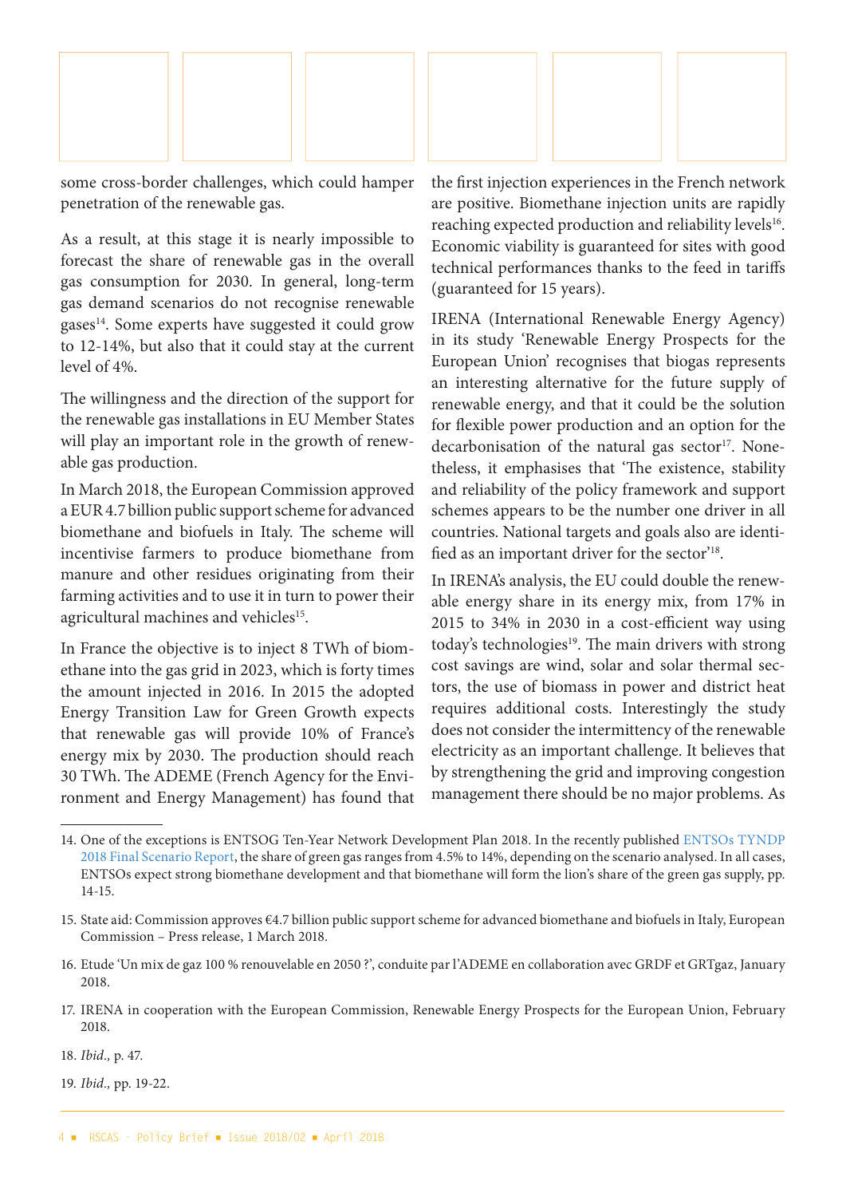some cross-border challenges, which could hamper penetration of the renewable gas.

As a result, at this stage it is nearly impossible to forecast the share of renewable gas in the overall gas consumption for 2030. In general, long-term gas demand scenarios do not recognise renewable gases[14]. Some experts have suggested it could grow to 12-14%, but also that it could stay at the current level of 4%.

The willingness and the direction of the support for the renewable gas installations in EU Member States will play an important role in the growth of renewable gas production.

In March 2018, the European Commission approved a EUR 4.7 billion public support scheme for advanced biomethane and biofuels in Italy. The scheme will incentivise farmers to produce biomethane from manure and other residues originating from their farming activities and to use it in turn to power their agricultural machines and vehicles[15].

In France the objective is to inject 8 TWh of biomethane into the gas grid in 2023, which is forty times the amount injected in 2016. In 2015 the adopted Energy Transition Law for Green Growth expects that renewable gas will provide 10% of France's energy mix by 2030. The production should reach 30 TWh. The ADEME (French Agency for the Environment and Energy Management) has found that the first injection experiences in the French network are positive. Biomethane injection units are rapidly reaching expected production and reliability levels[16]. Economic viability is guaranteed for sites with good technical performances thanks to the feed in tariffs (guaranteed for 15 years).

IRENA (International Renewable Energy Agency) in its study 'Renewable Energy Prospects for the European Union' recognises that biogas represents an interesting alternative for the future supply of renewable energy, and that it could be the solution for flexible power production and an option for the decarbonisation of the natural gas sector[17]. Nonetheless, it emphasises that 'The existence, stability and reliability of the policy framework and support schemes appears to be the number one driver in all countries. National targets and goals also are identified as an important driver for the sector'[18].

In IRENA's analysis, the EU could double the renewable energy share in its energy mix, from 17% in 2015 to 34% in 2030 in a cost-efficient way using today's technologies[19]. The main drivers with strong cost savings are wind, solar and solar thermal sectors, the use of biomass in power and district heat requires additional costs. Interestingly the study does not consider the intermittency of the renewable electricity as an important challenge. It believes that by strengthening the grid and improving congestion management there should be no major problems. As

---

14. One of the exceptions is ENTSOG Ten-Year Network Development Plan 2018. In the recently published ENTSOs TYNDP 2018 Final Scenario Report, the share of green gas ranges from 4.5% to 14%, depending on the scenario analysed. In all cases, ENTSOs expect strong biomethane development and that biomethane will form the lion's share of the green gas supply, pp. 14-15.

15. State aid: Commission approves €4.7 billion public support scheme for advanced biomethane and biofuels in Italy, European Commission – Press release, 1 March 2018.

16. Etude 'Un mix de gaz 100 % renouvelable en 2050 ?', conduite par l'ADEME en collaboration avec GRDF et GRTgaz, January 2018.

17. IRENA in cooperation with the European Commission, Renewable Energy Prospects for the European Union, February 2018.

18. *Ibid.,* p. 47.

19. *Ibid.,* pp. 19-22.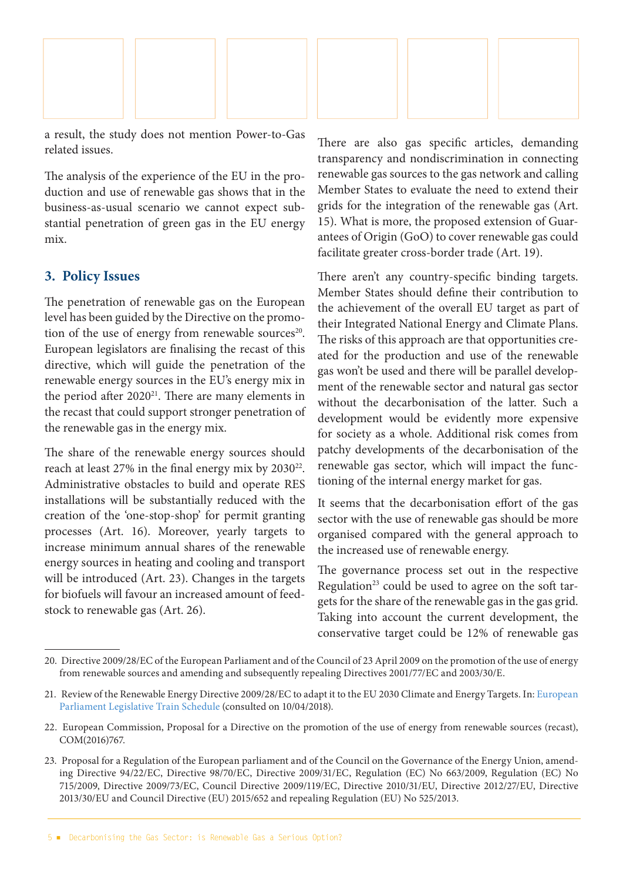a result, the study does not mention Power-to-Gas related issues.

The analysis of the experience of the EU in the production and use of renewable gas shows that in the business-as-usual scenario we cannot expect substantial penetration of green gas in the EU energy mix.

## 3. Policy Issues

The penetration of renewable gas on the European level has been guided by the Directive on the promotion of the use of energy from renewable sources[20]. European legislators are finalising the recast of this directive, which will guide the penetration of the renewable energy sources in the EU's energy mix in the period after 2020[21]. There are many elements in the recast that could support stronger penetration of the renewable gas in the energy mix.

The share of the renewable energy sources should reach at least 27% in the final energy mix by 2030[22]. Administrative obstacles to build and operate RES installations will be substantially reduced with the creation of the 'one-stop-shop' for permit granting processes (Art. 16). Moreover, yearly targets to increase minimum annual shares of the renewable energy sources in heating and cooling and transport will be introduced (Art. 23). Changes in the targets for biofuels will favour an increased amount of feedstock to renewable gas (Art. 26).

There are also gas specific articles, demanding transparency and nondiscrimination in connecting renewable gas sources to the gas network and calling Member States to evaluate the need to extend their grids for the integration of the renewable gas (Art. 15). What is more, the proposed extension of Guarantees of Origin (GoO) to cover renewable gas could facilitate greater cross-border trade (Art. 19).

There aren't any country-specific binding targets. Member States should define their contribution to the achievement of the overall EU target as part of their Integrated National Energy and Climate Plans. The risks of this approach are that opportunities created for the production and use of the renewable gas won't be used and there will be parallel development of the renewable sector and natural gas sector without the decarbonisation of the latter. Such a development would be evidently more expensive for society as a whole. Additional risk comes from patchy developments of the decarbonisation of the renewable gas sector, which will impact the functioning of the internal energy market for gas.

It seems that the decarbonisation effort of the gas sector with the use of renewable gas should be more organised compared with the general approach to the increased use of renewable energy.

The governance process set out in the respective Regulation[23] could be used to agree on the soft targets for the share of the renewable gas in the gas grid. Taking into account the current development, the conservative target could be 12% of renewable gas

---

20. Directive 2009/28/EC of the European Parliament and of the Council of 23 April 2009 on the promotion of the use of energy from renewable sources and amending and subsequently repealing Directives 2001/77/EC and 2003/30/E.

21. Review of the Renewable Energy Directive 2009/28/EC to adapt it to the EU 2030 Climate and Energy Targets. In: European Parliament Legislative Train Schedule (consulted on 10/04/2018).

22. European Commission, Proposal for a Directive on the promotion of the use of energy from renewable sources (recast), COM(2016)767.

23. Proposal for a Regulation of the European parliament and of the Council on the Governance of the Energy Union, amending Directive 94/22/EC, Directive 98/70/EC, Directive 2009/31/EC, Regulation (EC) No 663/2009, Regulation (EC) No 715/2009, Directive 2009/73/EC, Council Directive 2009/119/EC, Directive 2010/31/EU, Directive 2012/27/EU, Directive 2013/30/EU and Council Directive (EU) 2015/652 and repealing Regulation (EU) No 525/2013.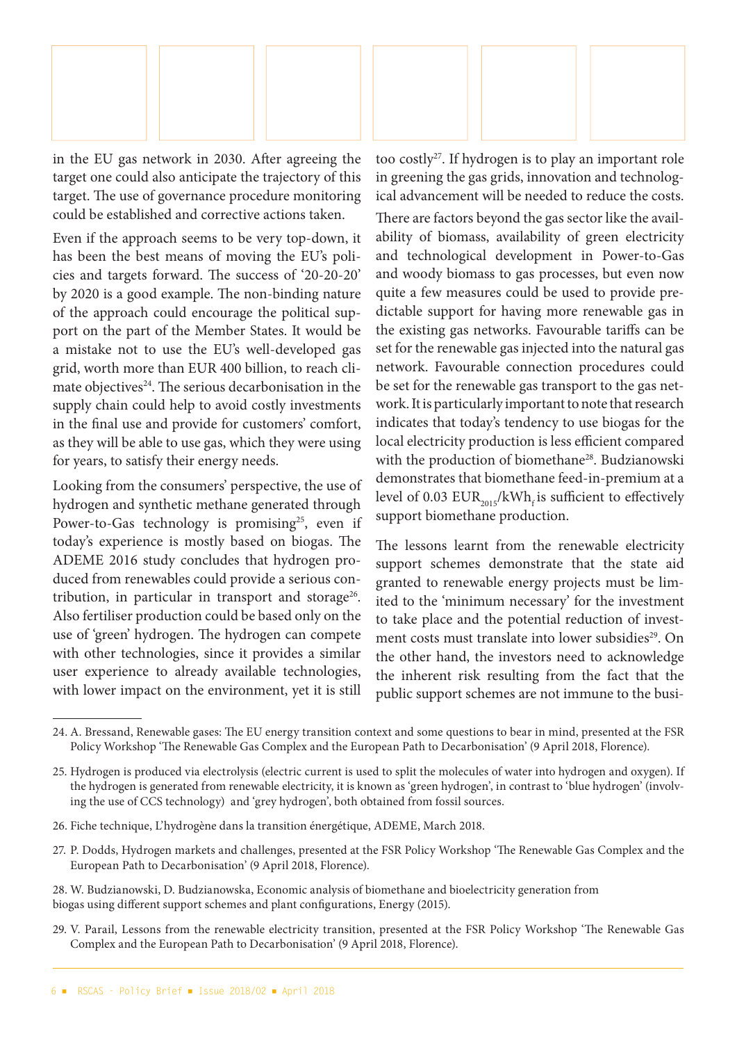in the EU gas network in 2030. After agreeing the target one could also anticipate the trajectory of this target. The use of governance procedure monitoring could be established and corrective actions taken.

Even if the approach seems to be very top-down, it has been the best means of moving the EU's policies and targets forward. The success of '20-20-20' by 2020 is a good example. The non-binding nature of the approach could encourage the political support on the part of the Member States. It would be a mistake not to use the EU's well-developed gas grid, worth more than EUR 400 billion, to reach climate objectives[24]. The serious decarbonisation in the supply chain could help to avoid costly investments in the final use and provide for customers' comfort, as they will be able to use gas, which they were using for years, to satisfy their energy needs.

Looking from the consumers' perspective, the use of hydrogen and synthetic methane generated through Power-to-Gas technology is promising[25], even if today's experience is mostly based on biogas. The ADEME 2016 study concludes that hydrogen produced from renewables could provide a serious contribution, in particular in transport and storage[26]. Also fertiliser production could be based only on the use of 'green' hydrogen. The hydrogen can compete with other technologies, since it provides a similar user experience to already available technologies, with lower impact on the environment, yet it is still too costly[27]. If hydrogen is to play an important role in greening the gas grids, innovation and technological advancement will be needed to reduce the costs.

There are factors beyond the gas sector like the availability of biomass, availability of green electricity and technological development in Power-to-Gas and woody biomass to gas processes, but even now quite a few measures could be used to provide predictable support for having more renewable gas in the existing gas networks. Favourable tariffs can be set for the renewable gas injected into the natural gas network. Favourable connection procedures could be set for the renewable gas transport to the gas network. It is particularly important to note that research indicates that today's tendency to use biogas for the local electricity production is less efficient compared with the production of biomethane[28]. Budzianowski demonstrates that biomethane feed-in-premium at a level of 0.03 $EUR_{2015}/kWh_f$ is sufficient to effectively support biomethane production.

The lessons learnt from the renewable electricity support schemes demonstrate that the state aid granted to renewable energy projects must be limited to the 'minimum necessary' for the investment to take place and the potential reduction of investment costs must translate into lower subsidies[29]. On the other hand, the investors need to acknowledge the inherent risk resulting from the fact that the public support schemes are not immune to the busi-

---

24. A. Bressand, Renewable gases: The EU energy transition context and some questions to bear in mind, presented at the FSR Policy Workshop 'The Renewable Gas Complex and the European Path to Decarbonisation' (9 April 2018, Florence).

25. Hydrogen is produced via electrolysis (electric current is used to split the molecules of water into hydrogen and oxygen). If the hydrogen is generated from renewable electricity, it is known as 'green hydrogen', in contrast to 'blue hydrogen' (involving the use of CCS technology) and 'grey hydrogen', both obtained from fossil sources.

26. Fiche technique, L'hydrogène dans la transition énergétique, ADEME, March 2018.

27. P. Dodds, Hydrogen markets and challenges, presented at the FSR Policy Workshop 'The Renewable Gas Complex and the European Path to Decarbonisation' (9 April 2018, Florence).

28. W. Budzianowski, D. Budzianowska, Economic analysis of biomethane and bioelectricity generation from biogas using different support schemes and plant configurations, Energy (2015).

29. V. Parail, Lessons from the renewable electricity transition, presented at the FSR Policy Workshop 'The Renewable Gas Complex and the European Path to Decarbonisation' (9 April 2018, Florence).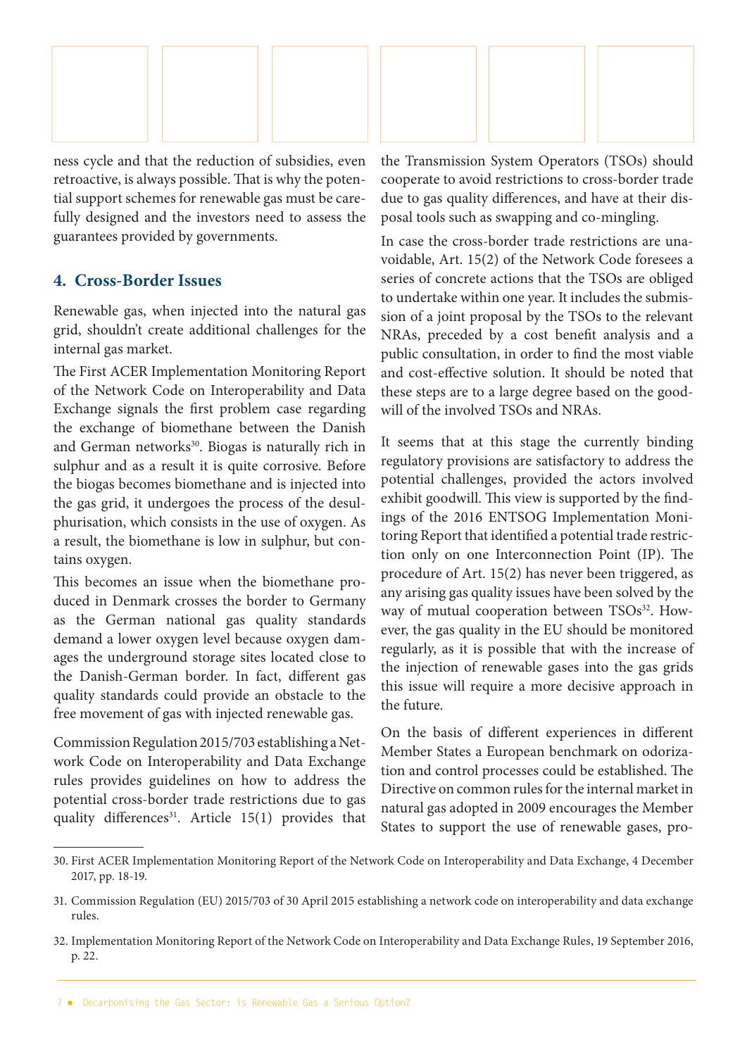ness cycle and that the reduction of subsidies, even retroactive, is always possible. That is why the potential support schemes for renewable gas must be carefully designed and the investors need to assess the guarantees provided by governments.

## 4. Cross-Border Issues

Renewable gas, when injected into the natural gas grid, shouldn't create additional challenges for the internal gas market.

The First ACER Implementation Monitoring Report of the Network Code on Interoperability and Data Exchange signals the first problem case regarding the exchange of biomethane between the Danish and German networks[30]. Biogas is naturally rich in sulphur and as a result it is quite corrosive. Before the biogas becomes biomethane and is injected into the gas grid, it undergoes the process of the desulphurisation, which consists in the use of oxygen. As a result, the biomethane is low in sulphur, but contains oxygen.

This becomes an issue when the biomethane produced in Denmark crosses the border to Germany as the German national gas quality standards demand a lower oxygen level because oxygen damages the underground storage sites located close to the Danish-German border. In fact, different gas quality standards could provide an obstacle to the free movement of gas with injected renewable gas.

Commission Regulation 2015/703 establishing a Network Code on Interoperability and Data Exchange rules provides guidelines on how to address the potential cross-border trade restrictions due to gas quality differences[31]. Article 15(1) provides that the Transmission System Operators (TSOs) should cooperate to avoid restrictions to cross-border trade due to gas quality differences, and have at their disposal tools such as swapping and co-mingling.

In case the cross-border trade restrictions are unavoidable, Art. 15(2) of the Network Code foresees a series of concrete actions that the TSOs are obliged to undertake within one year. It includes the submission of a joint proposal by the TSOs to the relevant NRAs, preceded by a cost benefit analysis and a public consultation, in order to find the most viable and cost-effective solution. It should be noted that these steps are to a large degree based on the goodwill of the involved TSOs and NRAs.

It seems that at this stage the currently binding regulatory provisions are satisfactory to address the potential challenges, provided the actors involved exhibit goodwill. This view is supported by the findings of the 2016 ENTSOG Implementation Monitoring Report that identified a potential trade restriction only on one Interconnection Point (IP). The procedure of Art. 15(2) has never been triggered, as any arising gas quality issues have been solved by the way of mutual cooperation between TSOs[32]. However, the gas quality in the EU should be monitored regularly, as it is possible that with the increase of the injection of renewable gases into the gas grids this issue will require a more decisive approach in the future.

On the basis of different experiences in different Member States a European benchmark on odorization and control processes could be established. The Directive on common rules for the internal market in natural gas adopted in 2009 encourages the Member States to support the use of renewable gases, pro-

---

30. First ACER Implementation Monitoring Report of the Network Code on Interoperability and Data Exchange, 4 December 2017, pp. 18-19.

31. Commission Regulation (EU) 2015/703 of 30 April 2015 establishing a network code on interoperability and data exchange rules.

32. Implementation Monitoring Report of the Network Code on Interoperability and Data Exchange Rules, 19 September 2016, p. 22.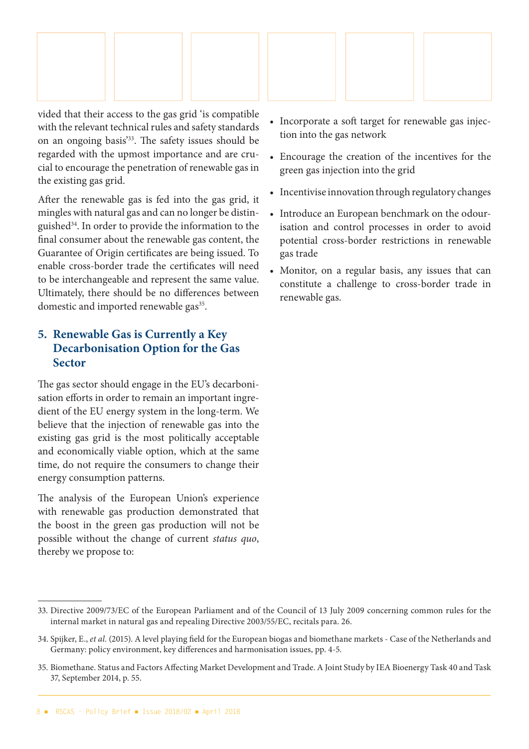vided that their access to the gas grid 'is compatible with the relevant technical rules and safety standards on an ongoing basis'[33]. The safety issues should be regarded with the upmost importance and are crucial to encourage the penetration of renewable gas in the existing gas grid.

After the renewable gas is fed into the gas grid, it mingles with natural gas and can no longer be distinguished[34]. In order to provide the information to the final consumer about the renewable gas content, the Guarantee of Origin certificates are being issued. To enable cross-border trade the certificates will need to be interchangeable and represent the same value. Ultimately, there should be no differences between domestic and imported renewable gas[35].

## 5. Renewable Gas is Currently a Key Decarbonisation Option for the Gas Sector

The gas sector should engage in the EU's decarbonisation efforts in order to remain an important ingredient of the EU energy system in the long-term. We believe that the injection of renewable gas into the existing gas grid is the most politically acceptable and economically viable option, which at the same time, do not require the consumers to change their energy consumption patterns.

The analysis of the European Union's experience with renewable gas production demonstrated that the boost in the green gas production will not be possible without the change of current *status quo*, thereby we propose to:

- Incorporate a soft target for renewable gas injection into the gas network
- Encourage the creation of the incentives for the green gas injection into the grid
- Incentivise innovation through regulatory changes
- Introduce an European benchmark on the odourisation and control processes in order to avoid potential cross-border restrictions in renewable gas trade
- Monitor, on a regular basis, any issues that can constitute a challenge to cross-border trade in renewable gas.

---

33. Directive 2009/73/EC of the European Parliament and of the Council of 13 July 2009 concerning common rules for the internal market in natural gas and repealing Directive 2003/55/EC, recitals para. 26.

34. Spijker, E., *et al.* (2015). A level playing field for the European biogas and biomethane markets - Case of the Netherlands and Germany: policy environment, key differences and harmonisation issues, pp. 4-5.

35. Biomethane. Status and Factors Affecting Market Development and Trade. A Joint Study by IEA Bioenergy Task 40 and Task 37, September 2014, p. 55.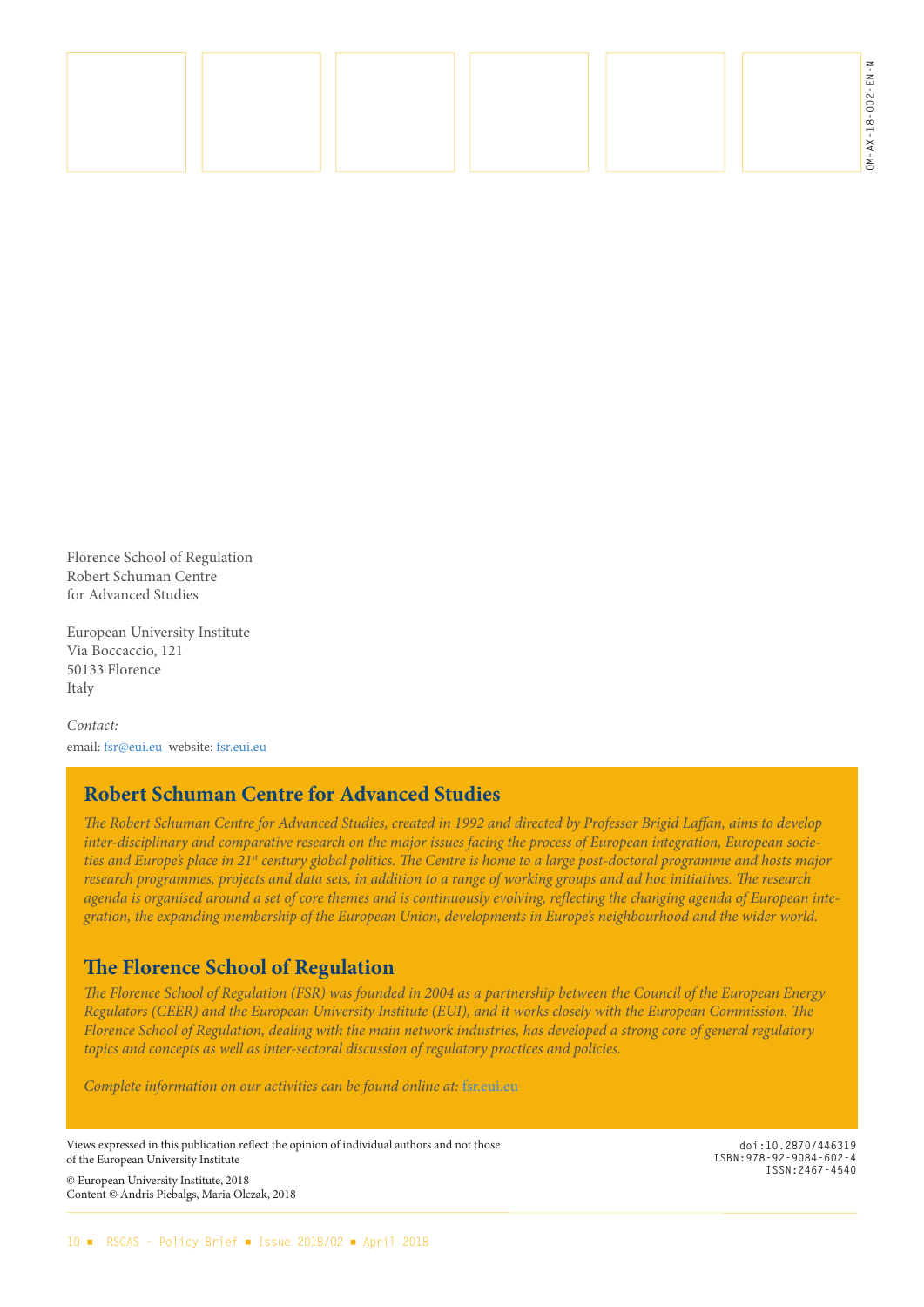QM-AX-18-002-EN-N

Florence School of Regulation
Robert Schuman Centre
for Advanced Studies

European University Institute
Via Boccaccio, 121
50133 Florence
Italy

*Contact:*
email: fsr@eui.eu website: fsr.eui.eu

## Robert Schuman Centre for Advanced Studies

*The Robert Schuman Centre for Advanced Studies, created in 1992 and directed by Professor Brigid Laffan, aims to develop inter-disciplinary and comparative research on the major issues facing the process of European integration, European societies and Europe's place in 21st century global politics. The Centre is home to a large post-doctoral programme and hosts major research programmes, projects and data sets, in addition to a range of working groups and ad hoc initiatives. The research agenda is organised around a set of core themes and is continuously evolving, reflecting the changing agenda of European integration, the expanding membership of the European Union, developments in Europe's neighbourhood and the wider world.*

## The Florence School of Regulation

*The Florence School of Regulation (FSR) was founded in 2004 as a partnership between the Council of the European Energy Regulators (CEER) and the European University Institute (EUI), and it works closely with the European Commission. The Florence School of Regulation, dealing with the main network industries, has developed a strong core of general regulatory topics and concepts as well as inter-sectoral discussion of regulatory practices and policies.*

*Complete information on our activities can be found online at:* fsr.eui.eu

Views expressed in this publication reflect the opinion of individual authors and not those of the European University Institute

© European University Institute, 2018
Content © Andris Piebalgs, Maria Olczak, 2018

doi:10.2870/446319
ISBN:978-92-9084-602-4
ISSN:2467-4540